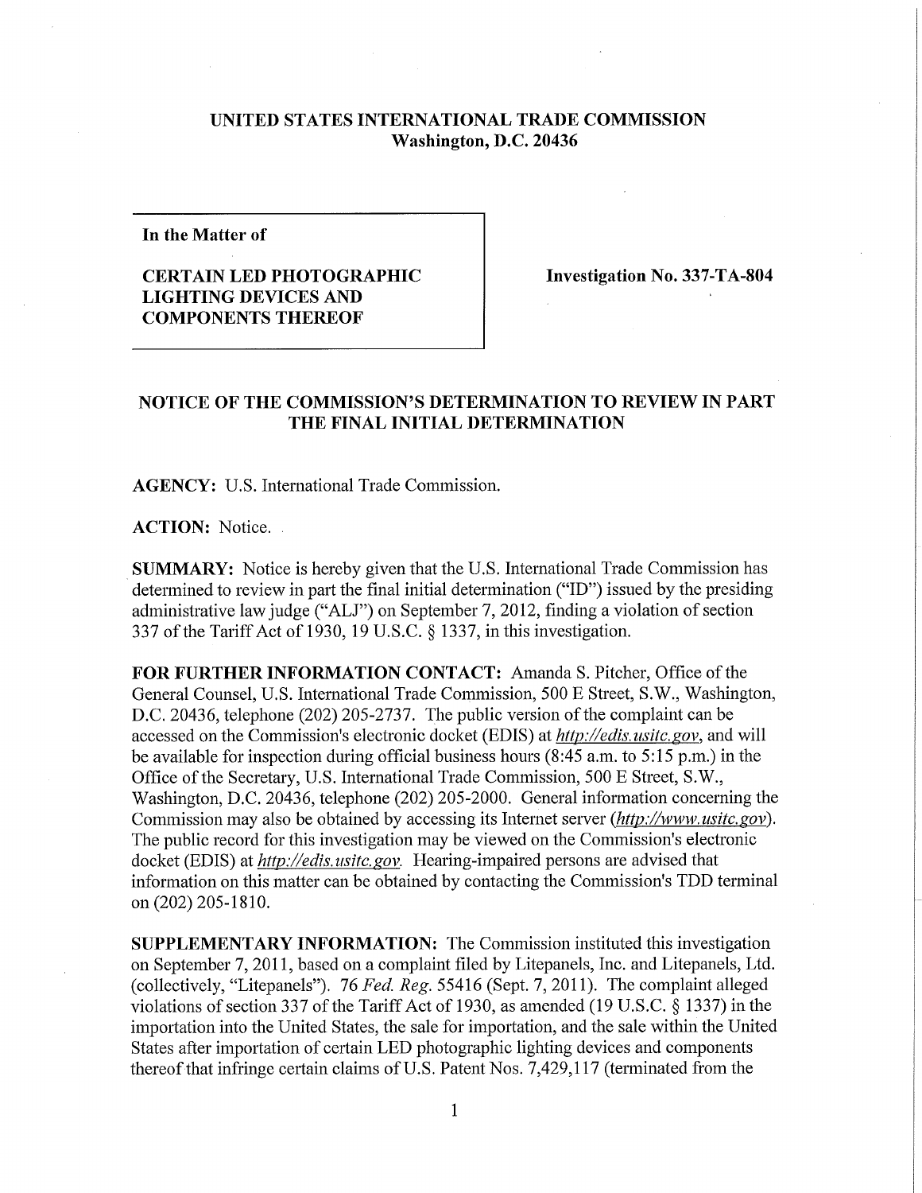# UNITED STATES INTERNATIONAL TRADE COMMISSION
## Washington, D.C. 20436

| In the Matter of | |
|---|---|
| **CERTAIN LED PHOTOGRAPHIC LIGHTING DEVICES AND COMPONENTS THEREOF** | **Investigation No. 337-TA-804** |

## NOTICE OF THE COMMISSION'S DETERMINATION TO REVIEW IN PART THE FINAL INITIAL DETERMINATION

**AGENCY:** U.S. International Trade Commission.

**ACTION:** Notice.

**SUMMARY:** Notice is hereby given that the U.S. International Trade Commission has determined to review in part the final initial determination ("ID") issued by the presiding administrative law judge ("ALJ") on September 7, 2012, finding a violation of section 337 of the Tariff Act of 1930, 19 U.S.C. § 1337, in this investigation.

**FOR FURTHER INFORMATION CONTACT:** Amanda S. Pitcher, Office of the General Counsel, U.S. International Trade Commission, 500 E Street, S.W., Washington, D.C. 20436, telephone (202) 205-2737. The public version of the complaint can be accessed on the Commission's electronic docket (EDIS) at *http://edis.usitc.gov*, and will be available for inspection during official business hours (8:45 a.m. to 5:15 p.m.) in the Office of the Secretary, U.S. International Trade Commission, 500 E Street, S.W., Washington, D.C. 20436, telephone (202) 205-2000. General information concerning the Commission may also be obtained by accessing its Internet server (*http://www.usitc.gov*). The public record for this investigation may be viewed on the Commission's electronic docket (EDIS) at *http://edis.usitc.gov*. Hearing-impaired persons are advised that information on this matter can be obtained by contacting the Commission's TDD terminal on (202) 205-1810.

**SUPPLEMENTARY INFORMATION:** The Commission instituted this investigation on September 7, 2011, based on a complaint filed by Litepanels, Inc. and Litepanels, Ltd. (collectively, "Litepanels"). 76 *Fed. Reg.* 55416 (Sept. 7, 2011). The complaint alleged violations of section 337 of the Tariff Act of 1930, as amended (19 U.S.C. § 1337) in the importation into the United States, the sale for importation, and the sale within the United States after importation of certain LED photographic lighting devices and components thereof that infringe certain claims of U.S. Patent Nos. 7,429,117 (terminated from the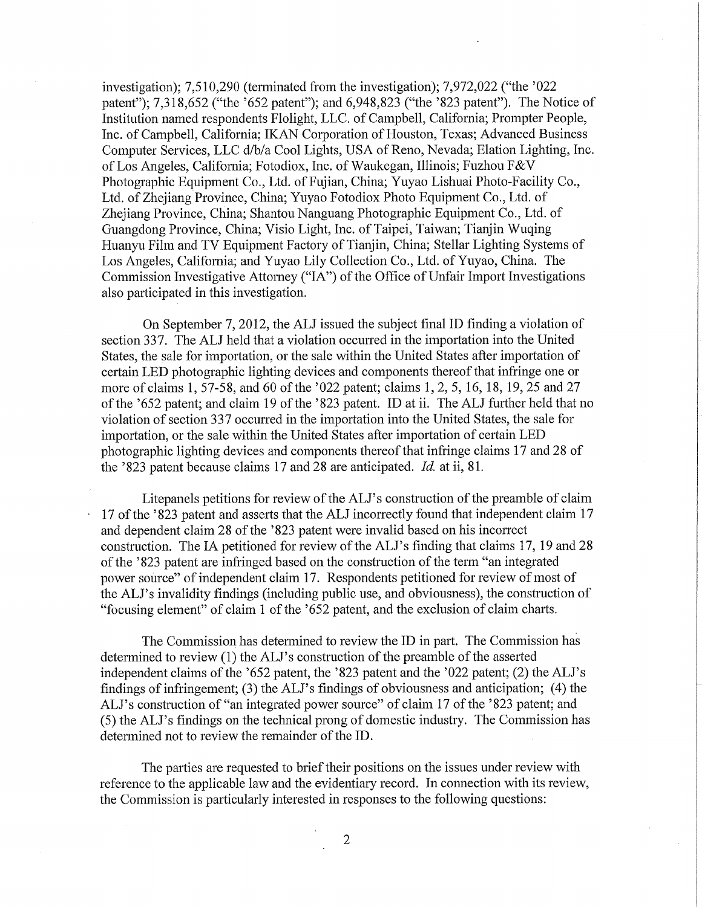investigation); 7,510,290 (terminated from the investigation); 7,972,022 ("the '022 patent"); 7,318,652 ("the '652 patent"); and 6,948,823 ("the '823 patent"). The Notice of Institution named respondents Flolight, LLC. of Campbell, California; Prompter People, Inc. of Campbell, California; IKAN Corporation of Houston, Texas; Advanced Business Computer Services, LLC d/b/a Cool Lights, USA of Reno, Nevada; Elation Lighting, Inc. of Los Angeles, California; Fotodiox, Inc. of Waukegan, Illinois; Fuzhou F&V Photographic Equipment Co., Ltd. of Fujian, China; Yuyao Lishuai Photo-Facility Co., Ltd. of Zhejiang Province, China; Yuyao Fotodiox Photo Equipment Co., Ltd. of Zhejiang Province, China; Shantou Nanguang Photographic Equipment Co., Ltd. of Guangdong Province, China; Visio Light, Inc. of Taipei, Taiwan; Tianjin Wuqing Huanyu Film and TV Equipment Factory of Tianjin, China; Stellar Lighting Systems of Los Angeles, California; and Yuyao Lily Collection Co., Ltd. of Yuyao, China. The Commission Investigative Attorney ("IA") of the Office of Unfair Import Investigations also participated in this investigation.

On September 7, 2012, the ALJ issued the subject final ID finding a violation of section 337. The ALJ held that a violation occurred in the importation into the United States, the sale for importation, or the sale within the United States after importation of certain LED photographic lighting devices and components thereof that infringe one or more of claims 1, 57-58, and 60 of the '022 patent; claims 1, 2, 5, 16, 18, 19, 25 and 27 of the '652 patent; and claim 19 of the '823 patent. ID at ii. The ALJ further held that no violation of section 337 occurred in the importation into the United States, the sale for importation, or the sale within the United States after importation of certain LED photographic lighting devices and components thereof that infringe claims 17 and 28 of the '823 patent because claims 17 and 28 are anticipated. *Id.* at ii, 81.

Litepanels petitions for review of the ALJ's construction of the preamble of claim 17 of the '823 patent and asserts that the ALJ incorrectly found that independent claim 17 and dependent claim 28 of the '823 patent were invalid based on his incorrect construction. The IA petitioned for review of the ALJ's finding that claims 17, 19 and 28 of the '823 patent are infringed based on the construction of the term "an integrated power source" of independent claim 17. Respondents petitioned for review of most of the ALJ's invalidity findings (including public use, and obviousness), the construction of "focusing element" of claim 1 of the '652 patent, and the exclusion of claim charts.

The Commission has determined to review the ID in part. The Commission has determined to review (1) the ALJ's construction of the preamble of the asserted independent claims of the '652 patent, the '823 patent and the '022 patent; (2) the ALJ's findings of infringement; (3) the ALJ's findings of obviousness and anticipation; (4) the ALJ's construction of "an integrated power source" of claim 17 of the '823 patent; and (5) the ALJ's findings on the technical prong of domestic industry. The Commission has determined not to review the remainder of the ID.

The parties are requested to brief their positions on the issues under review with reference to the applicable law and the evidentiary record. In connection with its review, the Commission is particularly interested in responses to the following questions: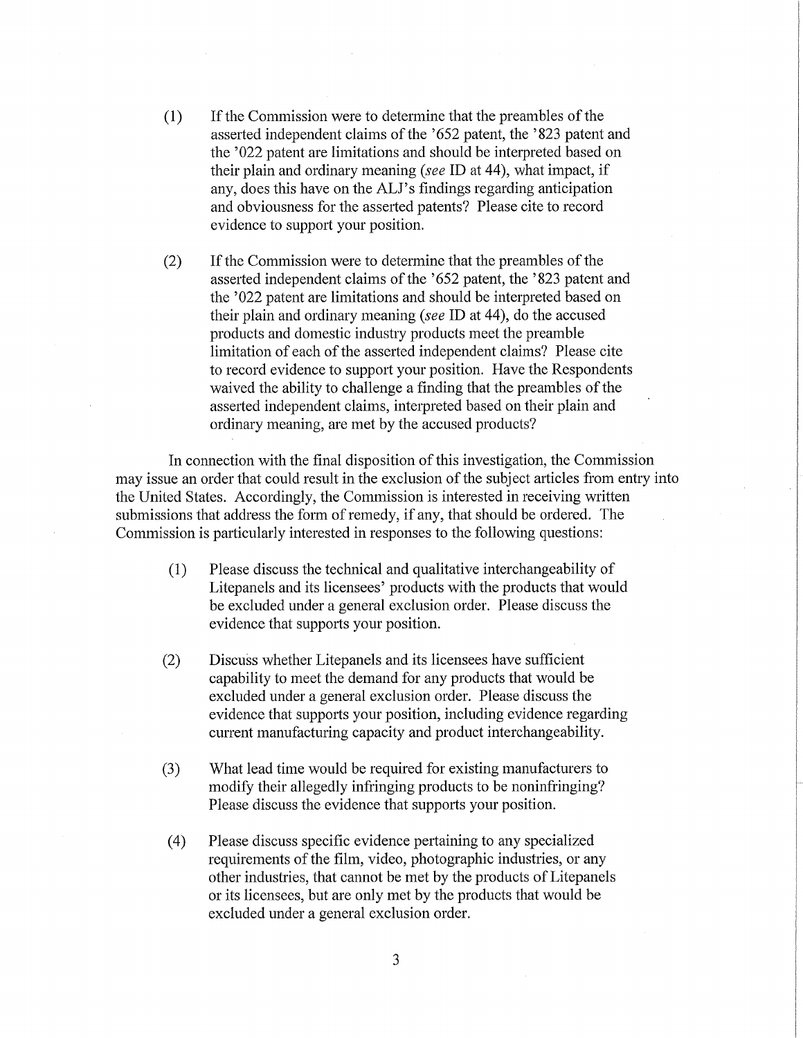(1) If the Commission were to determine that the preambles of the asserted independent claims of the '652 patent, the '823 patent and the '022 patent are limitations and should be interpreted based on their plain and ordinary meaning (*see* ID at 44), what impact, if any, does this have on the ALJ's findings regarding anticipation and obviousness for the asserted patents? Please cite to record evidence to support your position.

(2) If the Commission were to determine that the preambles of the asserted independent claims of the '652 patent, the '823 patent and the '022 patent are limitations and should be interpreted based on their plain and ordinary meaning (*see* ID at 44), do the accused products and domestic industry products meet the preamble limitation of each of the asserted independent claims? Please cite to record evidence to support your position. Have the Respondents waived the ability to challenge a finding that the preambles of the asserted independent claims, interpreted based on their plain and ordinary meaning, are met by the accused products?

In connection with the final disposition of this investigation, the Commission may issue an order that could result in the exclusion of the subject articles from entry into the United States. Accordingly, the Commission is interested in receiving written submissions that address the form of remedy, if any, that should be ordered. The Commission is particularly interested in responses to the following questions:

(1) Please discuss the technical and qualitative interchangeability of Litepanels and its licensees' products with the products that would be excluded under a general exclusion order. Please discuss the evidence that supports your position.

(2) Discuss whether Litepanels and its licensees have sufficient capability to meet the demand for any products that would be excluded under a general exclusion order. Please discuss the evidence that supports your position, including evidence regarding current manufacturing capacity and product interchangeability.

(3) What lead time would be required for existing manufacturers to modify their allegedly infringing products to be noninfringing? Please discuss the evidence that supports your position.

(4) Please discuss specific evidence pertaining to any specialized requirements of the film, video, photographic industries, or any other industries, that cannot be met by the products of Litepanels or its licensees, but are only met by the products that would be excluded under a general exclusion order.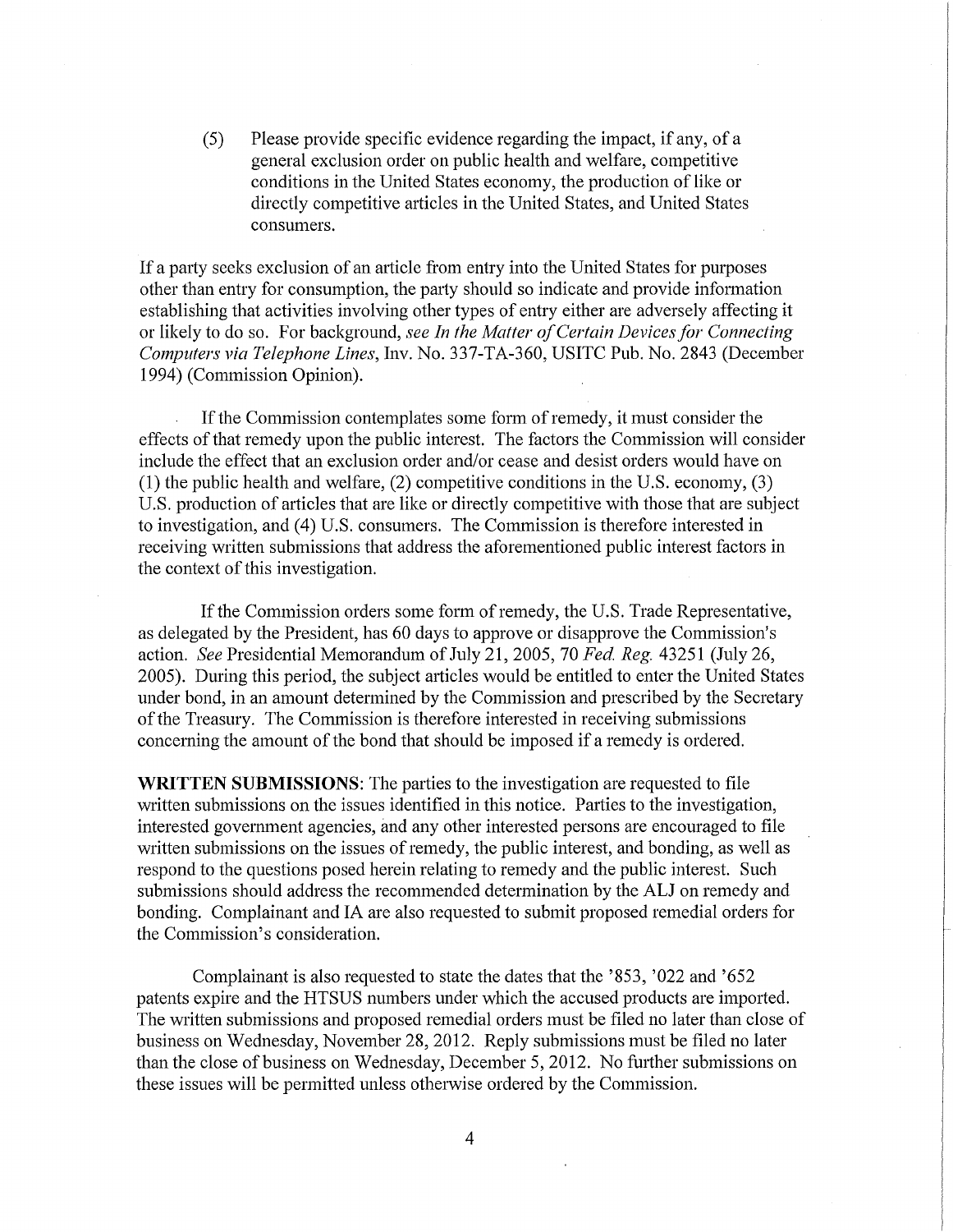(5) Please provide specific evidence regarding the impact, if any, of a general exclusion order on public health and welfare, competitive conditions in the United States economy, the production of like or directly competitive articles in the United States, and United States consumers.

If a party seeks exclusion of an article from entry into the United States for purposes other than entry for consumption, the party should so indicate and provide information establishing that activities involving other types of entry either are adversely affecting it or likely to do so. For background, *see In the Matter of Certain Devices for Connecting Computers via Telephone Lines*, Inv. No. 337-TA-360, USITC Pub. No. 2843 (December 1994) (Commission Opinion).

If the Commission contemplates some form of remedy, it must consider the effects of that remedy upon the public interest. The factors the Commission will consider include the effect that an exclusion order and/or cease and desist orders would have on (1) the public health and welfare, (2) competitive conditions in the U.S. economy, (3) U.S. production of articles that are like or directly competitive with those that are subject to investigation, and (4) U.S. consumers. The Commission is therefore interested in receiving written submissions that address the aforementioned public interest factors in the context of this investigation.

If the Commission orders some form of remedy, the U.S. Trade Representative, as delegated by the President, has 60 days to approve or disapprove the Commission's action. *See* Presidential Memorandum of July 21, 2005, 70 *Fed. Reg.* 43251 (July 26, 2005). During this period, the subject articles would be entitled to enter the United States under bond, in an amount determined by the Commission and prescribed by the Secretary of the Treasury. The Commission is therefore interested in receiving submissions concerning the amount of the bond that should be imposed if a remedy is ordered.

**WRITTEN SUBMISSIONS**: The parties to the investigation are requested to file written submissions on the issues identified in this notice. Parties to the investigation, interested government agencies, and any other interested persons are encouraged to file written submissions on the issues of remedy, the public interest, and bonding, as well as respond to the questions posed herein relating to remedy and the public interest. Such submissions should address the recommended determination by the ALJ on remedy and bonding. Complainant and IA are also requested to submit proposed remedial orders for the Commission's consideration.

Complainant is also requested to state the dates that the '853, '022 and '652 patents expire and the HTSUS numbers under which the accused products are imported. The written submissions and proposed remedial orders must be filed no later than close of business on Wednesday, November 28, 2012. Reply submissions must be filed no later than the close of business on Wednesday, December 5, 2012. No further submissions on these issues will be permitted unless otherwise ordered by the Commission.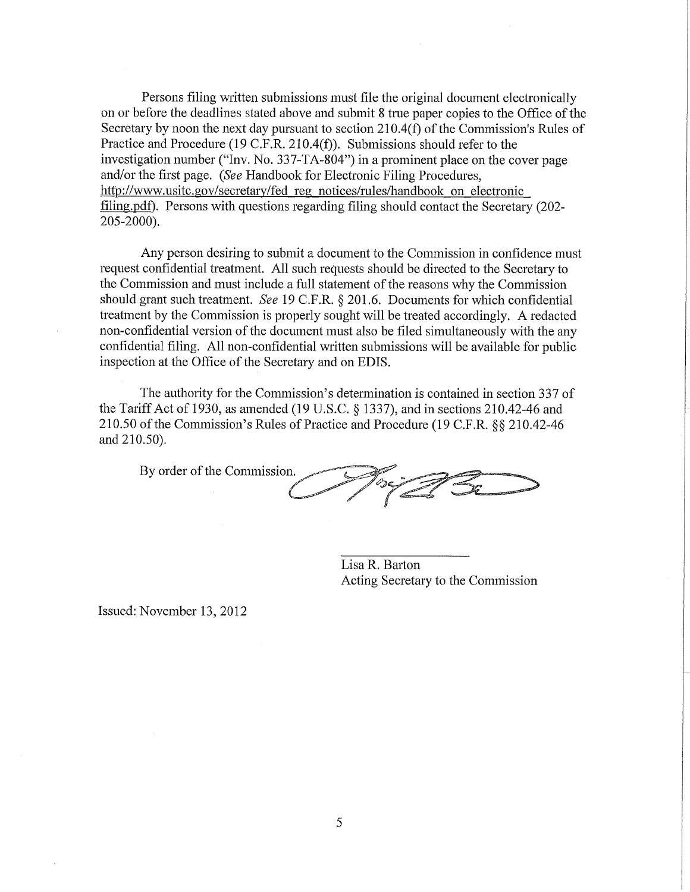Persons filing written submissions must file the original document electronically on or before the deadlines stated above and submit 8 true paper copies to the Office of the Secretary by noon the next day pursuant to section 210.4(f) of the Commission's Rules of Practice and Procedure (19 C.F.R. 210.4(f)). Submissions should refer to the investigation number ("Inv. No. 337-TA-804") in a prominent place on the cover page and/or the first page. (*See* Handbook for Electronic Filing Procedures, http://www.usitc.gov/secretary/fed_reg_notices/rules/handbook_on_electronic_filing.pdf). Persons with questions regarding filing should contact the Secretary (202-205-2000).

Any person desiring to submit a document to the Commission in confidence must request confidential treatment. All such requests should be directed to the Secretary to the Commission and must include a full statement of the reasons why the Commission should grant such treatment. *See* 19 C.F.R. § 201.6. Documents for which confidential treatment by the Commission is properly sought will be treated accordingly. A redacted non-confidential version of the document must also be filed simultaneously with the any confidential filing. All non-confidential written submissions will be available for public inspection at the Office of the Secretary and on EDIS.

The authority for the Commission's determination is contained in section 337 of the Tariff Act of 1930, as amended (19 U.S.C. § 1337), and in sections 210.42-46 and 210.50 of the Commission's Rules of Practice and Procedure (19 C.F.R. §§ 210.42-46 and 210.50).

By order of the Commission.

Lisa R. Barton
Acting Secretary to the Commission

Issued: November 13, 2012